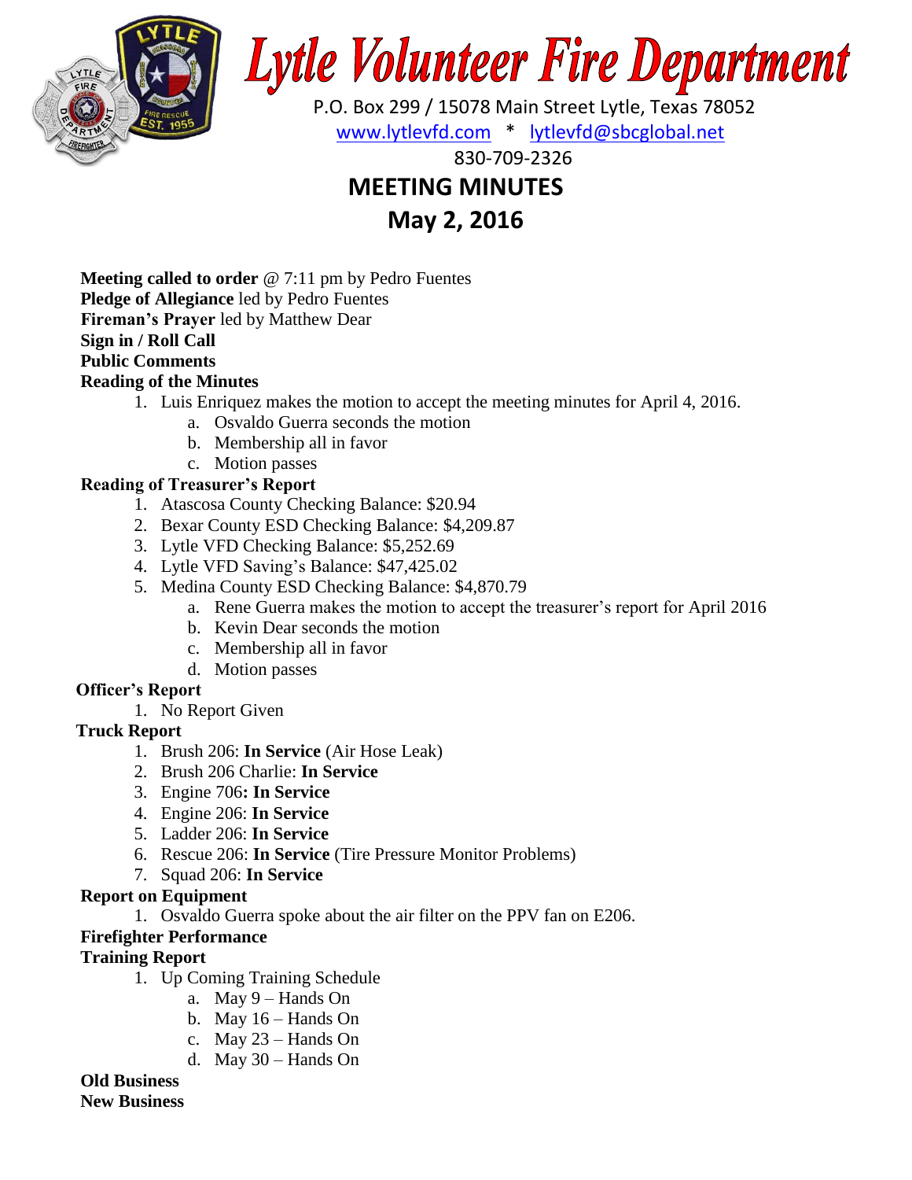# Lytle Volunteer Fire Department

P.O. Box 299 / 15078 Main Street Lytle, Texas 78052

www.lytlevfd.com * lytlevfd@sbcglobal.net

830-709-2326

## MEETING MINUTES

## May 2, 2016

**Meeting called to order** @ 7:11 pm by Pedro Fuentes

**Pledge of Allegiance** led by Pedro Fuentes

**Fireman's Prayer** led by Matthew Dear

**Sign in / Roll Call**

**Public Comments**

**Reading of the Minutes**

1. Luis Enriquez makes the motion to accept the meeting minutes for April 4, 2016.
    a. Osvaldo Guerra seconds the motion
    b. Membership all in favor
    c. Motion passes

**Reading of Treasurer's Report**

1. Atascosa County Checking Balance: $20.94
2. Bexar County ESD Checking Balance: $4,209.87
3. Lytle VFD Checking Balance: $5,252.69
4. Lytle VFD Saving's Balance: $47,425.02
5. Medina County ESD Checking Balance: $4,870.79
    a. Rene Guerra makes the motion to accept the treasurer's report for April 2016
    b. Kevin Dear seconds the motion
    c. Membership all in favor
    d. Motion passes

**Officer's Report**

1. No Report Given

**Truck Report**

1. Brush 206: **In Service** (Air Hose Leak)
2. Brush 206 Charlie: **In Service**
3. Engine 706**: In Service**
4. Engine 206: **In Service**
5. Ladder 206: **In Service**
6. Rescue 206: **In Service** (Tire Pressure Monitor Problems)
7. Squad 206: **In Service**

**Report on Equipment**

1. Osvaldo Guerra spoke about the air filter on the PPV fan on E206.

**Firefighter Performance**

**Training Report**

1. Up Coming Training Schedule
    a. May 9 – Hands On
    b. May 16 – Hands On
    c. May 23 – Hands On
    d. May 30 – Hands On

**Old Business**

**New Business**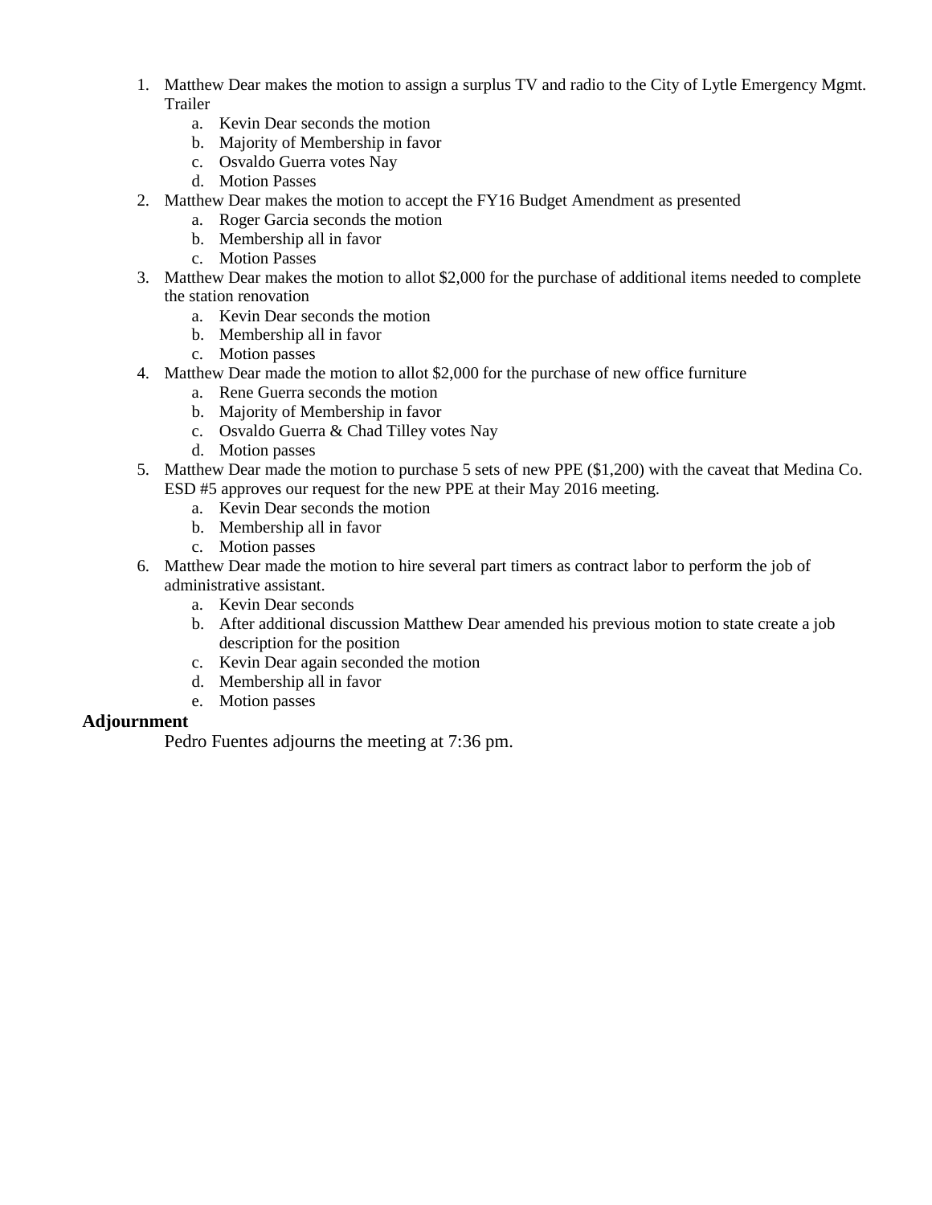1. Matthew Dear makes the motion to assign a surplus TV and radio to the City of Lytle Emergency Mgmt. Trailer
    a. Kevin Dear seconds the motion
    b. Majority of Membership in favor
    c. Osvaldo Guerra votes Nay
    d. Motion Passes
2. Matthew Dear makes the motion to accept the FY16 Budget Amendment as presented
    a. Roger Garcia seconds the motion
    b. Membership all in favor
    c. Motion Passes
3. Matthew Dear makes the motion to allot $2,000 for the purchase of additional items needed to complete the station renovation
    a. Kevin Dear seconds the motion
    b. Membership all in favor
    c. Motion passes
4. Matthew Dear made the motion to allot $2,000 for the purchase of new office furniture
    a. Rene Guerra seconds the motion
    b. Majority of Membership in favor
    c. Osvaldo Guerra & Chad Tilley votes Nay
    d. Motion passes
5. Matthew Dear made the motion to purchase 5 sets of new PPE ($1,200) with the caveat that Medina Co. ESD #5 approves our request for the new PPE at their May 2016 meeting.
    a. Kevin Dear seconds the motion
    b. Membership all in favor
    c. Motion passes
6. Matthew Dear made the motion to hire several part timers as contract labor to perform the job of administrative assistant.
    a. Kevin Dear seconds
    b. After additional discussion Matthew Dear amended his previous motion to state create a job description for the position
    c. Kevin Dear again seconded the motion
    d. Membership all in favor
    e. Motion passes

**Adjournment**

Pedro Fuentes adjourns the meeting at 7:36 pm.